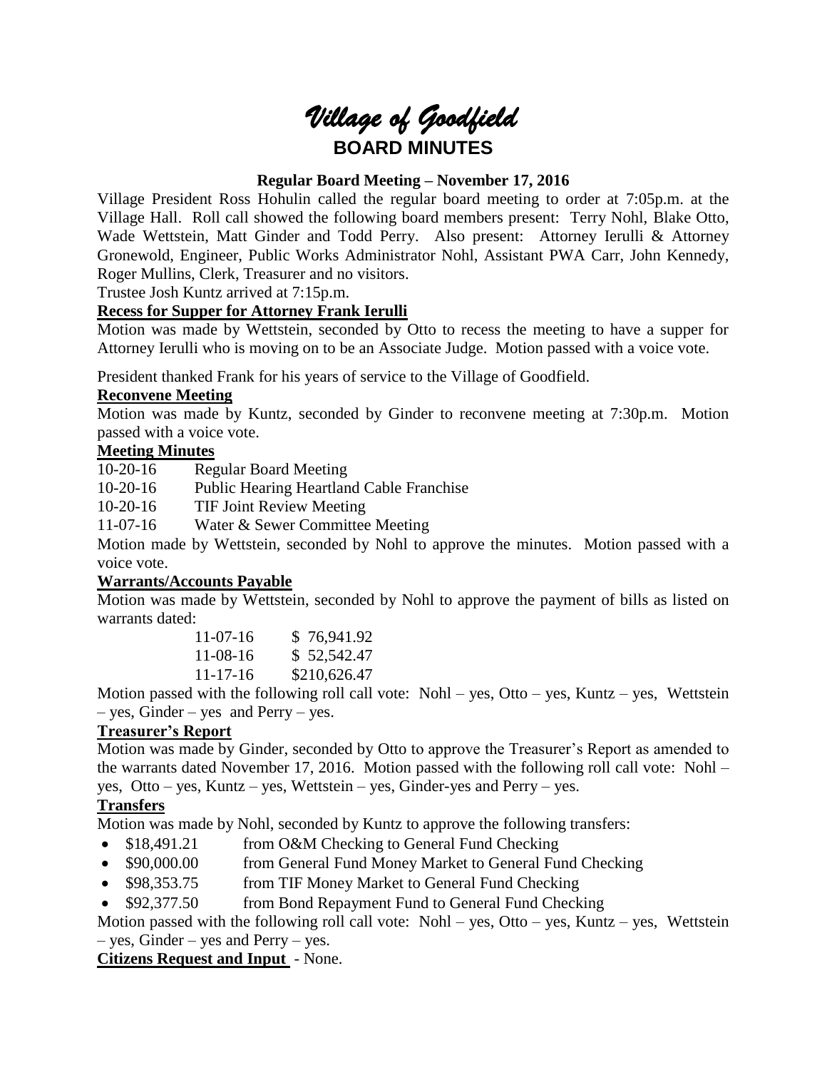# *Village of Goodfield*

## BOARD MINUTES

### Regular Board Meeting – November 17, 2016

Village President Ross Hohulin called the regular board meeting to order at 7:05p.m. at the Village Hall. Roll call showed the following board members present: Terry Nohl, Blake Otto, Wade Wettstein, Matt Ginder and Todd Perry. Also present: Attorney Ierulli & Attorney Gronewold, Engineer, Public Works Administrator Nohl, Assistant PWA Carr, John Kennedy, Roger Mullins, Clerk, Treasurer and no visitors.

Trustee Josh Kuntz arrived at 7:15p.m.

**Recess for Supper for Attorney Frank Ierulli**

Motion was made by Wettstein, seconded by Otto to recess the meeting to have a supper for Attorney Ierulli who is moving on to be an Associate Judge. Motion passed with a voice vote.

President thanked Frank for his years of service to the Village of Goodfield.

**Reconvene Meeting**

Motion was made by Kuntz, seconded by Ginder to reconvene meeting at 7:30p.m. Motion passed with a voice vote.

**Meeting Minutes**

10-20-16 Regular Board Meeting
10-20-16 Public Hearing Heartland Cable Franchise
10-20-16 TIF Joint Review Meeting
11-07-16 Water & Sewer Committee Meeting

Motion made by Wettstein, seconded by Nohl to approve the minutes. Motion passed with a voice vote.

**Warrants/Accounts Payable**

Motion was made by Wettstein, seconded by Nohl to approve the payment of bills as listed on warrants dated:

| | |
|---|---|
| 11-07-16 | $ 76,941.92 |
| 11-08-16 | $ 52,542.47 |
| 11-17-16 | $210,626.47 |

Motion passed with the following roll call vote: Nohl – yes, Otto – yes, Kuntz – yes, Wettstein – yes, Ginder – yes and Perry – yes.

**Treasurer's Report**

Motion was made by Ginder, seconded by Otto to approve the Treasurer's Report as amended to the warrants dated November 17, 2016. Motion passed with the following roll call vote: Nohl – yes, Otto – yes, Kuntz – yes, Wettstein – yes, Ginder-yes and Perry – yes.

**Transfers**

Motion was made by Nohl, seconded by Kuntz to approve the following transfers:

- $18,491.21 from O&M Checking to General Fund Checking
- $90,000.00 from General Fund Money Market to General Fund Checking
- $98,353.75 from TIF Money Market to General Fund Checking
- $92,377.50 from Bond Repayment Fund to General Fund Checking

Motion passed with the following roll call vote: Nohl – yes, Otto – yes, Kuntz – yes, Wettstein – yes, Ginder – yes and Perry – yes.

**Citizens Request and Input** - None.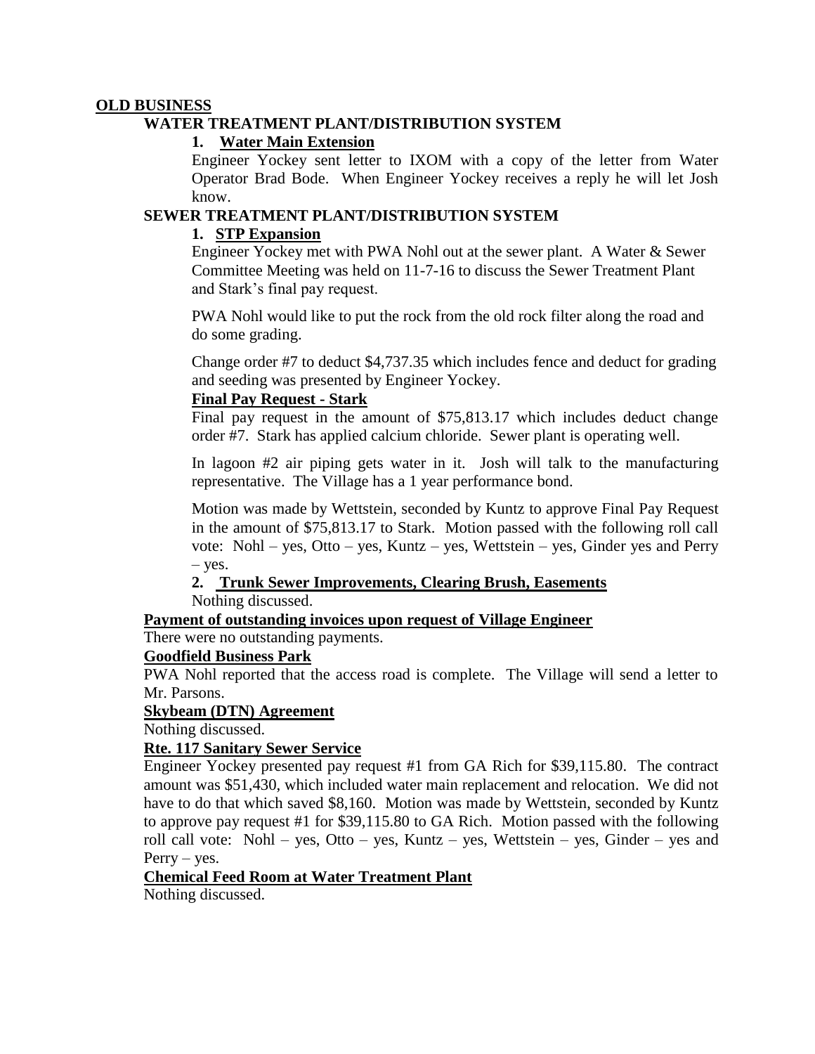## OLD BUSINESS

### WATER TREATMENT PLANT/DISTRIBUTION SYSTEM

#### 1. Water Main Extension

Engineer Yockey sent letter to IXOM with a copy of the letter from Water Operator Brad Bode. When Engineer Yockey receives a reply he will let Josh know.

### SEWER TREATMENT PLANT/DISTRIBUTION SYSTEM

#### 1. STP Expansion

Engineer Yockey met with PWA Nohl out at the sewer plant. A Water & Sewer Committee Meeting was held on 11-7-16 to discuss the Sewer Treatment Plant and Stark's final pay request.

PWA Nohl would like to put the rock from the old rock filter along the road and do some grading.

Change order #7 to deduct $4,737.35 which includes fence and deduct for grading and seeding was presented by Engineer Yockey.

**Final Pay Request - Stark**

Final pay request in the amount of $75,813.17 which includes deduct change order #7. Stark has applied calcium chloride. Sewer plant is operating well.

In lagoon #2 air piping gets water in it. Josh will talk to the manufacturing representative. The Village has a 1 year performance bond.

Motion was made by Wettstein, seconded by Kuntz to approve Final Pay Request in the amount of $75,813.17 to Stark. Motion passed with the following roll call vote: Nohl – yes, Otto – yes, Kuntz – yes, Wettstein – yes, Ginder yes and Perry – yes.

#### 2. Trunk Sewer Improvements, Clearing Brush, Easements

Nothing discussed.

**Payment of outstanding invoices upon request of Village Engineer**

There were no outstanding payments.

**Goodfield Business Park**

PWA Nohl reported that the access road is complete. The Village will send a letter to Mr. Parsons.

**Skybeam (DTN) Agreement**

Nothing discussed.

**Rte. 117 Sanitary Sewer Service**

Engineer Yockey presented pay request #1 from GA Rich for $39,115.80. The contract amount was $51,430, which included water main replacement and relocation. We did not have to do that which saved $8,160. Motion was made by Wettstein, seconded by Kuntz to approve pay request #1 for $39,115.80 to GA Rich. Motion passed with the following roll call vote: Nohl – yes, Otto – yes, Kuntz – yes, Wettstein – yes, Ginder – yes and Perry – yes.

**Chemical Feed Room at Water Treatment Plant**

Nothing discussed.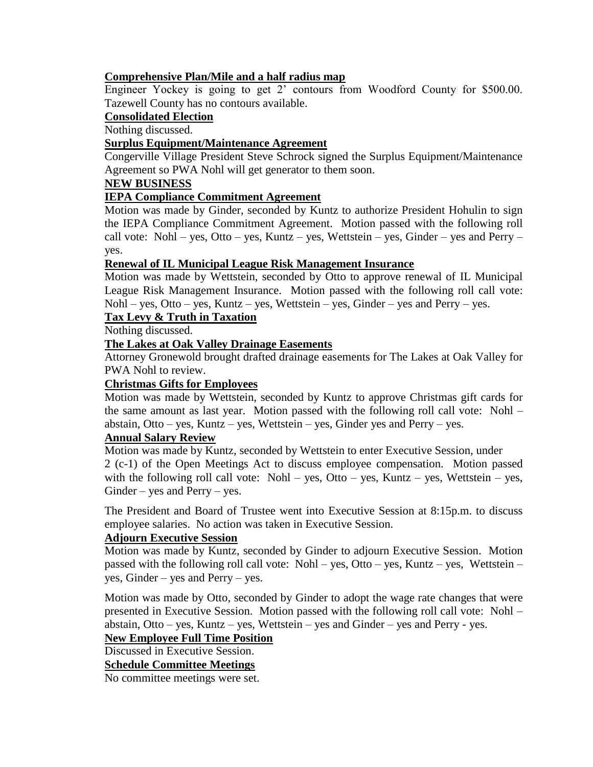**Comprehensive Plan/Mile and a half radius map**

Engineer Yockey is going to get 2' contours from Woodford County for $500.00. Tazewell County has no contours available.

**Consolidated Election**

Nothing discussed.

**Surplus Equipment/Maintenance Agreement**

Congerville Village President Steve Schrock signed the Surplus Equipment/Maintenance Agreement so PWA Nohl will get generator to them soon.

**NEW BUSINESS**

**IEPA Compliance Commitment Agreement**

Motion was made by Ginder, seconded by Kuntz to authorize President Hohulin to sign the IEPA Compliance Commitment Agreement. Motion passed with the following roll call vote: Nohl – yes, Otto – yes, Kuntz – yes, Wettstein – yes, Ginder – yes and Perry – yes.

**Renewal of IL Municipal League Risk Management Insurance**

Motion was made by Wettstein, seconded by Otto to approve renewal of IL Municipal League Risk Management Insurance. Motion passed with the following roll call vote: Nohl – yes, Otto – yes, Kuntz – yes, Wettstein – yes, Ginder – yes and Perry – yes.

**Tax Levy & Truth in Taxation**

Nothing discussed.

**The Lakes at Oak Valley Drainage Easements**

Attorney Gronewold brought drafted drainage easements for The Lakes at Oak Valley for PWA Nohl to review.

**Christmas Gifts for Employees**

Motion was made by Wettstein, seconded by Kuntz to approve Christmas gift cards for the same amount as last year. Motion passed with the following roll call vote: Nohl – abstain, Otto – yes, Kuntz – yes, Wettstein – yes, Ginder yes and Perry – yes.

**Annual Salary Review**

Motion was made by Kuntz, seconded by Wettstein to enter Executive Session, under 2 (c-1) of the Open Meetings Act to discuss employee compensation. Motion passed with the following roll call vote: Nohl – yes, Otto – yes, Kuntz – yes, Wettstein – yes, Ginder – yes and Perry – yes.

The President and Board of Trustee went into Executive Session at 8:15p.m. to discuss employee salaries. No action was taken in Executive Session.

**Adjourn Executive Session**

Motion was made by Kuntz, seconded by Ginder to adjourn Executive Session. Motion passed with the following roll call vote: Nohl – yes, Otto – yes, Kuntz – yes, Wettstein – yes, Ginder – yes and Perry – yes.

Motion was made by Otto, seconded by Ginder to adopt the wage rate changes that were presented in Executive Session. Motion passed with the following roll call vote: Nohl – abstain, Otto – yes, Kuntz – yes, Wettstein – yes and Ginder – yes and Perry - yes.

**New Employee Full Time Position**

Discussed in Executive Session.

**Schedule Committee Meetings**

No committee meetings were set.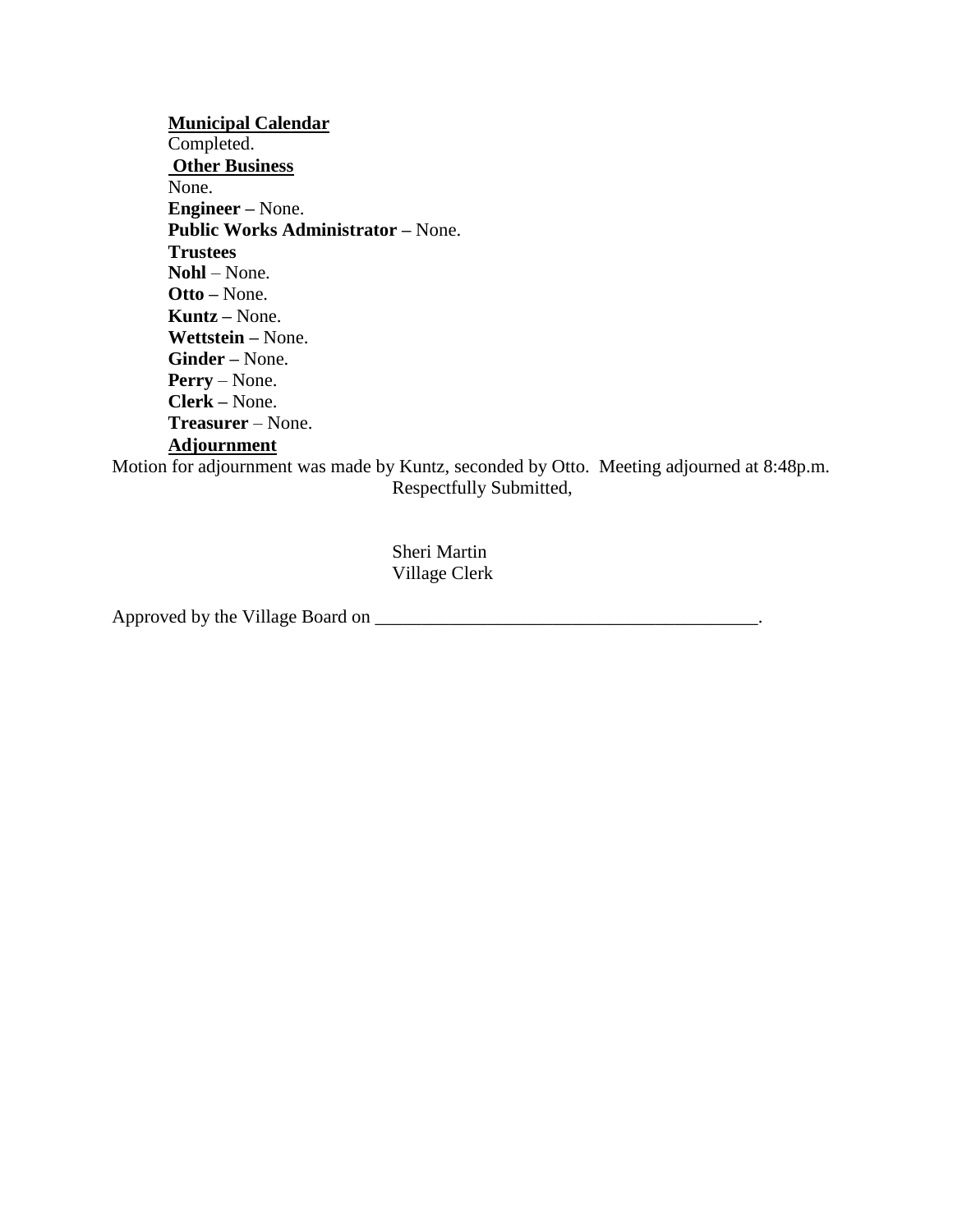**Municipal Calendar**

Completed.

**Other Business**

None.

**Engineer –** None.

**Public Works Administrator –** None.

**Trustees**

**Nohl** – None.

**Otto –** None.

**Kuntz –** None.

**Wettstein –** None.

**Ginder –** None.

**Perry** – None.

**Clerk –** None.

**Treasurer** – None.

**Adjournment**

Motion for adjournment was made by Kuntz, seconded by Otto. Meeting adjourned at 8:48p.m.

Respectfully Submitted,

Sheri Martin
Village Clerk

Approved by the Village Board on ________________________________________.